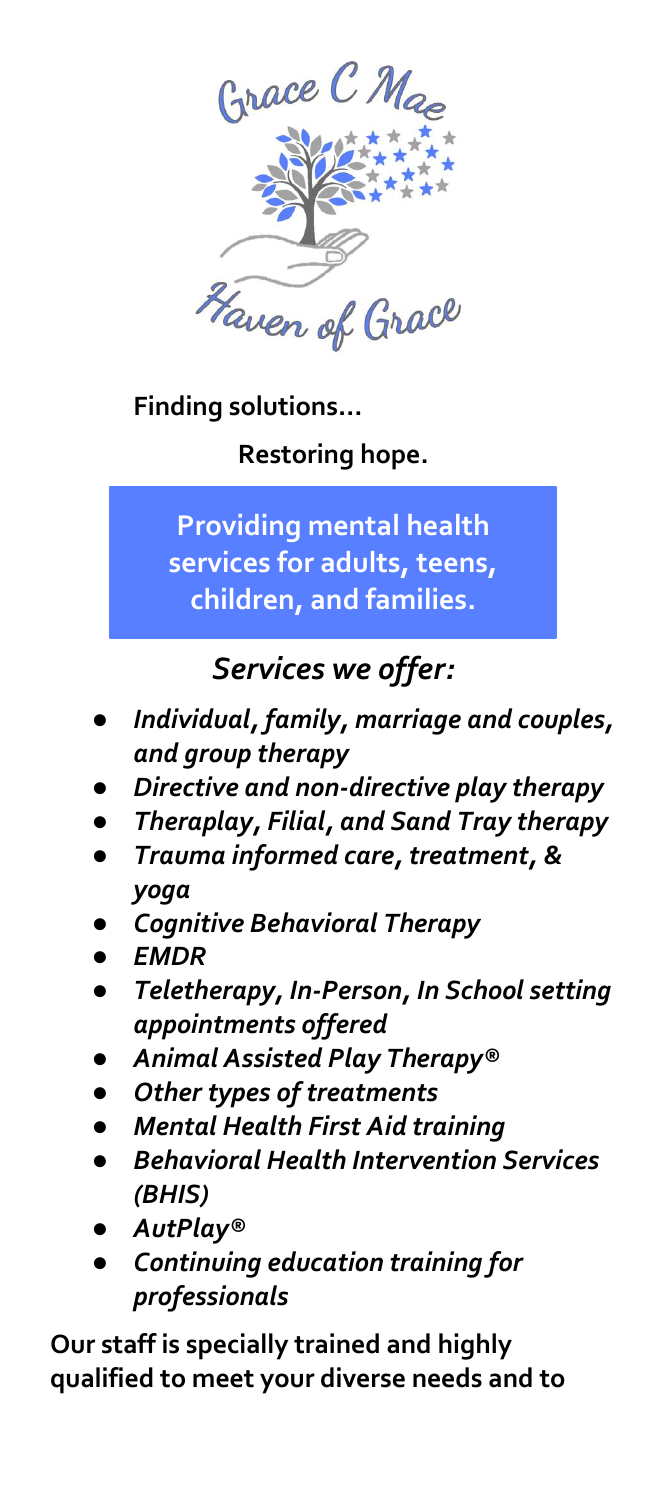Grace C Mae

Haven of Grace

**Finding solutions…**

**Restoring hope.**

**Providing mental health services for adults, teens, children, and families.**

## *Services we offer:*

- ***Individual, family, marriage and couples, and group therapy***
- ***Directive and non-directive play therapy***
- ***Theraplay, Filial, and Sand Tray therapy***
- ***Trauma informed care, treatment, & yoga***
- ***Cognitive Behavioral Therapy***
- ***EMDR***
- ***Teletherapy, In-Person, In School setting appointments offered***
- ***Animal Assisted Play Therapy®***
- ***Other types of treatments***
- ***Mental Health First Aid training***
- ***Behavioral Health Intervention Services (BHIS)***
- ***AutPlay®***
- ***Continuing education training for professionals***

**Our staff is specially trained and highly qualified to meet your diverse needs and to**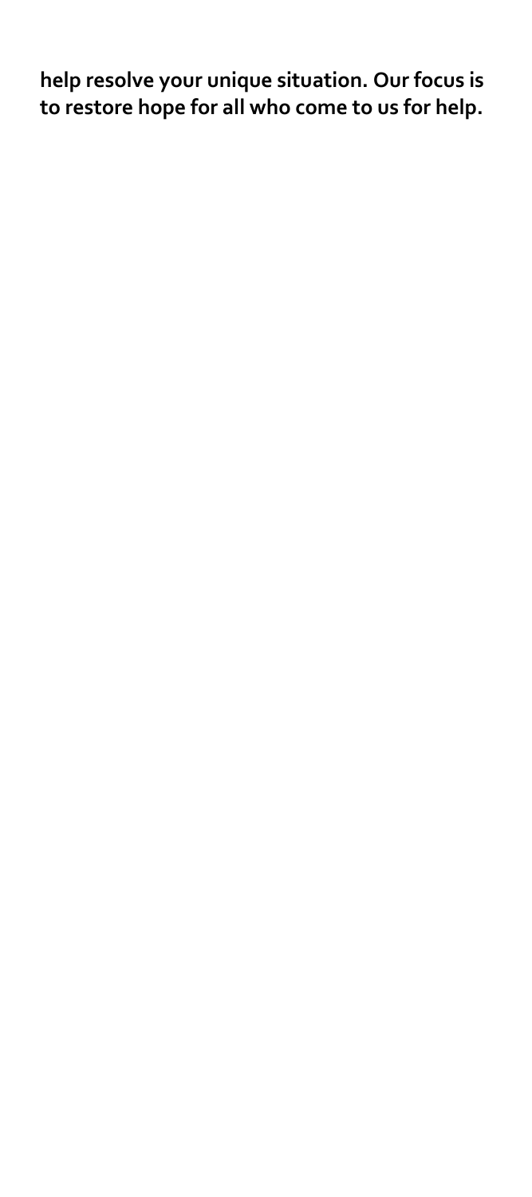**help resolve your unique situation. Our focus is to restore hope for all who come to us for help.**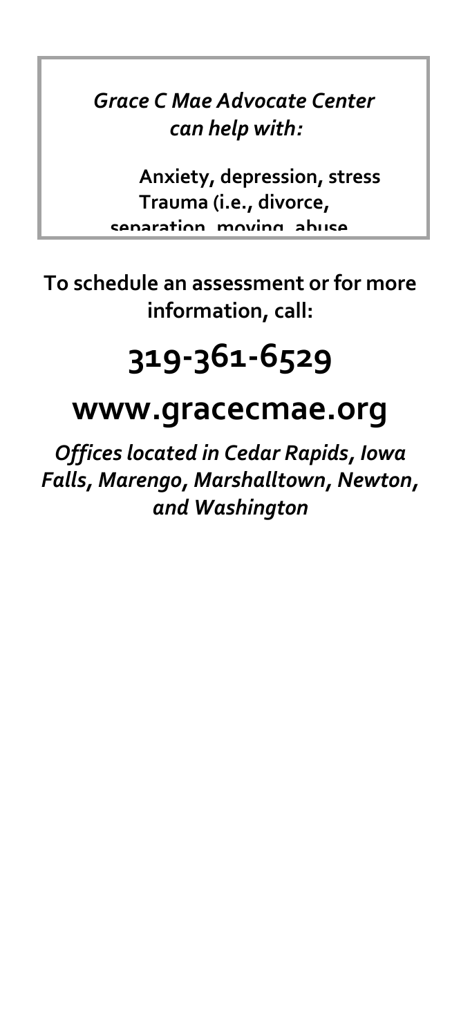*Grace C Mae Advocate Center can help with:*

**Anxiety, depression, stress**
**Trauma (i.e., divorce, separation, moving, abuse**

**To schedule an assessment or for more information, call:**

# 319-361-6529

## www.gracecmae.org

***Offices located in Cedar Rapids, Iowa Falls, Marengo, Marshalltown, Newton, and Washington***